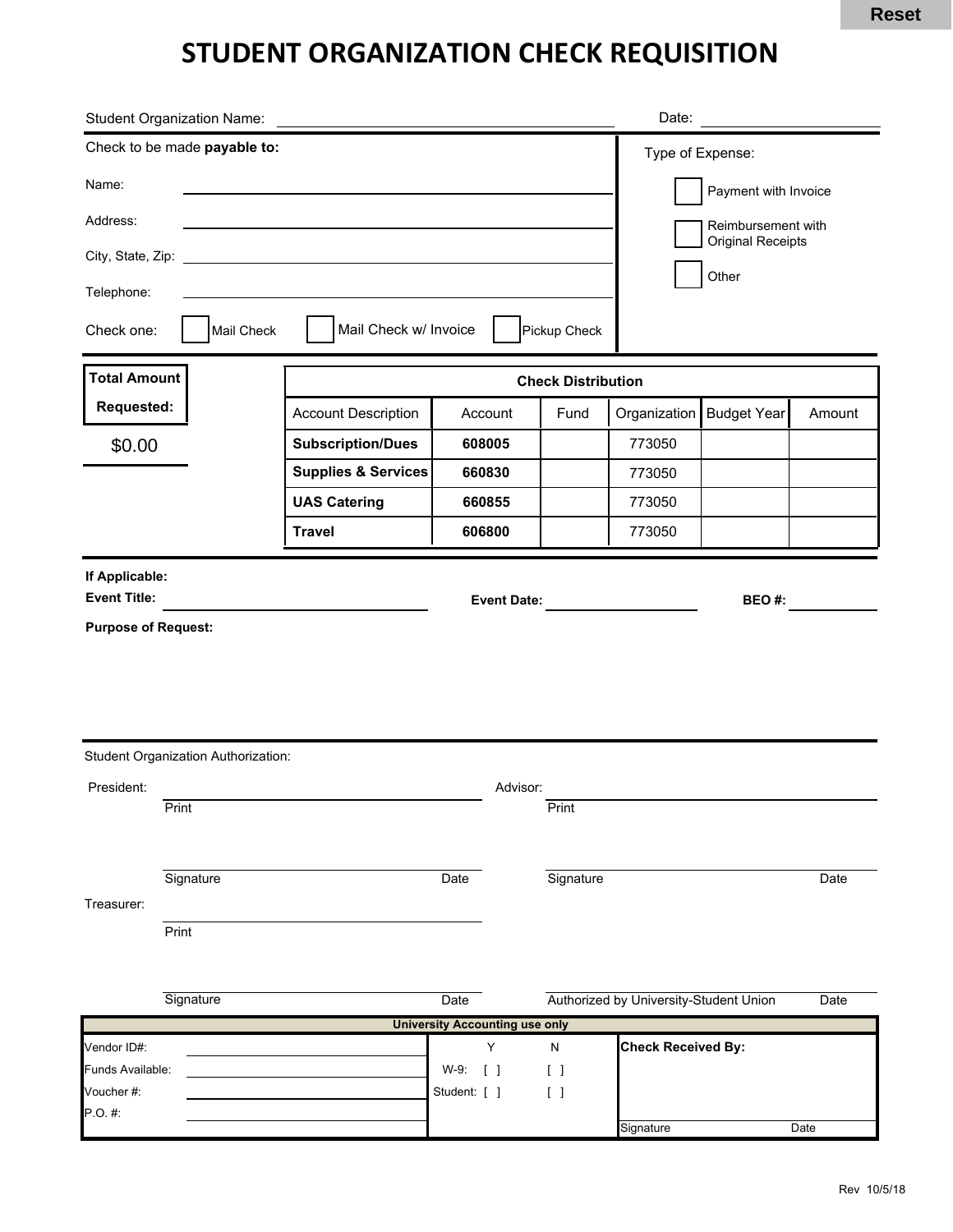Reset

# STUDENT ORGANIZATION CHECK REQUISITION

Student Organization Name: ______________________ Date: ______________

Check to be made **payable to:**

Name: ______________________

Address: ______________________

City, State, Zip: ______________________

Telephone: ______________________

Check one: [ ] Mail Check [ ] Mail Check w/ Invoice [ ] Pickup Check

Type of Expense:

- [ ] Payment with Invoice
- [ ] Reimbursement with Original Receipts
- [ ] Other

**Total Amount Requested:**

$0.00

**Check Distribution**

| Account Description | Account | Fund | Organization | Budget Year | Amount |
|---|---|---|---|---|---|
| **Subscription/Dues** | **608005** | | 773050 | | |
| **Supplies & Services** | **660830** | | 773050 | | |
| **UAS Catering** | **660855** | | 773050 | | |
| **Travel** | **606800** | | 773050 | | |

**If Applicable:**

**Event Title:** ______________ **Event Date:** ______________ **BEO #:** ______________

**Purpose of Request:**

Student Organization Authorization:

President: ______________________
Print

______________________ Signature Date

Advisor: ______________________
Print

______________________ Signature Date

Treasurer: ______________________
Print

______________________ Signature Date

______________________ Authorized by University-Student Union Date

**University Accounting use only**

| | | | Y | N | **Check Received By:** |
|---|---|---|---|---|---|
| Vendor ID#: | | | | | |
| Funds Available: | | W-9: | [ ] | [ ] | |
| Voucher #: | | Student: | [ ] | [ ] | |
| P.O. #: | | | | | Signature Date |

Rev 10/5/18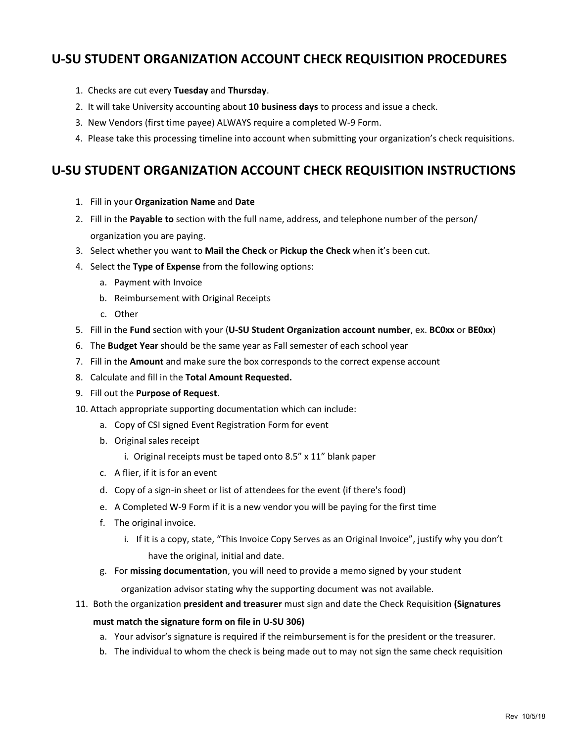## U-SU STUDENT ORGANIZATION ACCOUNT CHECK REQUISITION PROCEDURES

1. Checks are cut every **Tuesday** and **Thursday**.
2. It will take University accounting about **10 business days** to process and issue a check.
3. New Vendors (first time payee) ALWAYS require a completed W-9 Form.
4. Please take this processing timeline into account when submitting your organization's check requisitions.

## U-SU STUDENT ORGANIZATION ACCOUNT CHECK REQUISITION INSTRUCTIONS

1. Fill in your **Organization Name** and **Date**
2. Fill in the **Payable to** section with the full name, address, and telephone number of the person/ organization you are paying.
3. Select whether you want to **Mail the Check** or **Pickup the Check** when it's been cut.
4. Select the **Type of Expense** from the following options:
   a. Payment with Invoice
   b. Reimbursement with Original Receipts
   c. Other
5. Fill in the **Fund** section with your (**U-SU Student Organization account number**, ex. **BC0xx** or **BE0xx**)
6. The **Budget Year** should be the same year as Fall semester of each school year
7. Fill in the **Amount** and make sure the box corresponds to the correct expense account
8. Calculate and fill in the **Total Amount Requested.**
9. Fill out the **Purpose of Request**.
10. Attach appropriate supporting documentation which can include:
    a. Copy of CSI signed Event Registration Form for event
    b. Original sales receipt
       i. Original receipts must be taped onto 8.5" x 11" blank paper
    c. A flier, if it is for an event
    d. Copy of a sign-in sheet or list of attendees for the event (if there's food)
    e. A Completed W-9 Form if it is a new vendor you will be paying for the first time
    f. The original invoice.
       i. If it is a copy, state, "This Invoice Copy Serves as an Original Invoice", justify why you don't have the original, initial and date.
    g. For **missing documentation**, you will need to provide a memo signed by your student organization advisor stating why the supporting document was not available.
11. Both the organization **president and treasurer** must sign and date the Check Requisition **(Signatures must match the signature form on file in U-SU 306)**
    a. Your advisor's signature is required if the reimbursement is for the president or the treasurer.
    b. The individual to whom the check is being made out to may not sign the same check requisition

Rev 10/5/18